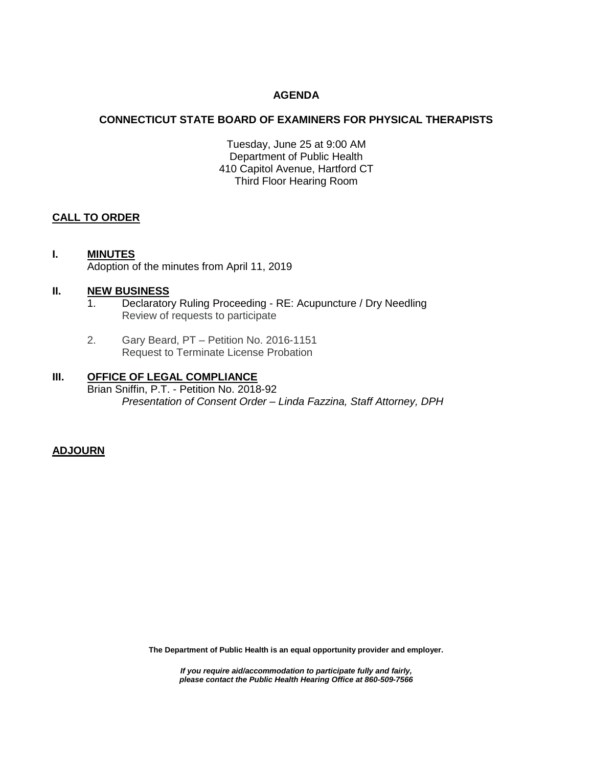# AGENDA

## CONNECTICUT STATE BOARD OF EXAMINERS FOR PHYSICAL THERAPISTS

Tuesday, June 25 at 9:00 AM
Department of Public Health
410 Capitol Avenue, Hartford CT
Third Floor Hearing Room

**CALL TO ORDER**

**I. MINUTES**

Adoption of the minutes from April 11, 2019

**II. NEW BUSINESS**

1. Declaratory Ruling Proceeding - RE: Acupuncture / Dry Needling
   Review of requests to participate

2. Gary Beard, PT – Petition No. 2016-1151
   Request to Terminate License Probation

**III. OFFICE OF LEGAL COMPLIANCE**

Brian Sniffin, P.T. - Petition No. 2018-92
*Presentation of Consent Order – Linda Fazzina, Staff Attorney, DPH*

**ADJOURN**

**The Department of Public Health is an equal opportunity provider and employer.**

***If you require aid/accommodation to participate fully and fairly, please contact the Public Health Hearing Office at 860-509-7566***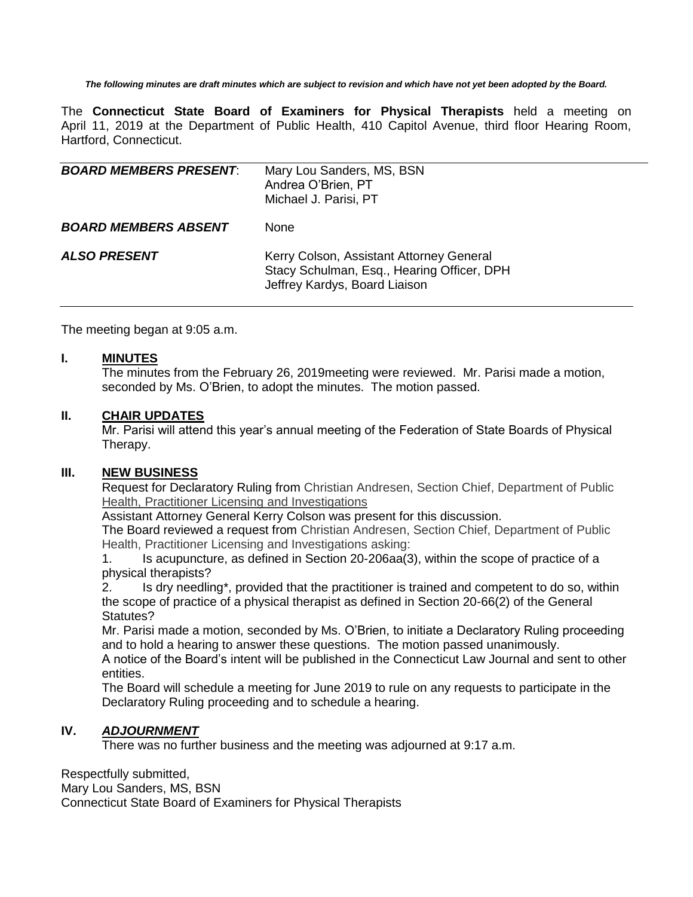*The following minutes are draft minutes which are subject to revision and which have not yet been adopted by the Board.*

The **Connecticut State Board of Examiners for Physical Therapists** held a meeting on April 11, 2019 at the Department of Public Health, 410 Capitol Avenue, third floor Hearing Room, Hartford, Connecticut.

| | |
|---|---|
| ***BOARD MEMBERS PRESENT***: | Mary Lou Sanders, MS, BSN<br>Andrea O'Brien, PT<br>Michael J. Parisi, PT |
| ***BOARD MEMBERS ABSENT*** | None |
| ***ALSO PRESENT*** | Kerry Colson, Assistant Attorney General<br>Stacy Schulman, Esq., Hearing Officer, DPH<br>Jeffrey Kardys, Board Liaison |

The meeting began at 9:05 a.m.

## I. MINUTES

The minutes from the February 26, 2019meeting were reviewed. Mr. Parisi made a motion, seconded by Ms. O'Brien, to adopt the minutes. The motion passed.

## II. CHAIR UPDATES

Mr. Parisi will attend this year's annual meeting of the Federation of State Boards of Physical Therapy.

## III. NEW BUSINESS

Request for Declaratory Ruling from Christian Andresen, Section Chief, Department of Public Health, Practitioner Licensing and Investigations

Assistant Attorney General Kerry Colson was present for this discussion.

The Board reviewed a request from Christian Andresen, Section Chief, Department of Public Health, Practitioner Licensing and Investigations asking:

1. Is acupuncture, as defined in Section 20-206aa(3), within the scope of practice of a physical therapists?
2. Is dry needling*, provided that the practitioner is trained and competent to do so, within the scope of practice of a physical therapist as defined in Section 20-66(2) of the General Statutes?

Mr. Parisi made a motion, seconded by Ms. O'Brien, to initiate a Declaratory Ruling proceeding and to hold a hearing to answer these questions. The motion passed unanimously.

A notice of the Board's intent will be published in the Connecticut Law Journal and sent to other entities.

The Board will schedule a meeting for June 2019 to rule on any requests to participate in the Declaratory Ruling proceeding and to schedule a hearing.

## IV. *ADJOURNMENT*

There was no further business and the meeting was adjourned at 9:17 a.m.

Respectfully submitted,
Mary Lou Sanders, MS, BSN
Connecticut State Board of Examiners for Physical Therapists